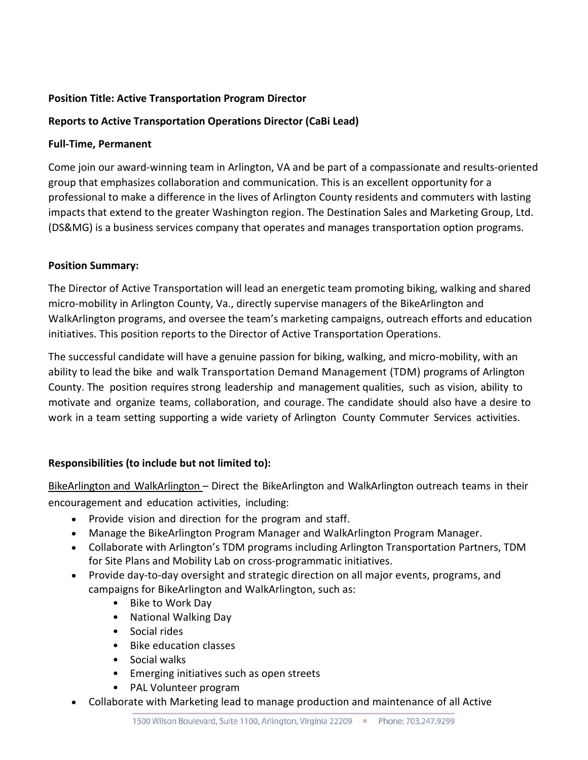**Position Title: Active Transportation Program Director**

**Reports to Active Transportation Operations Director (CaBi Lead)**

**Full-Time, Permanent**

Come join our award-winning team in Arlington, VA and be part of a compassionate and results-oriented group that emphasizes collaboration and communication. This is an excellent opportunity for a professional to make a difference in the lives of Arlington County residents and commuters with lasting impacts that extend to the greater Washington region. The Destination Sales and Marketing Group, Ltd. (DS&MG) is a business services company that operates and manages transportation option programs.

**Position Summary:**

The Director of Active Transportation will lead an energetic team promoting biking, walking and shared micro-mobility in Arlington County, Va., directly supervise managers of the BikeArlington and WalkArlington programs, and oversee the team's marketing campaigns, outreach efforts and education initiatives. This position reports to the Director of Active Transportation Operations.

The successful candidate will have a genuine passion for biking, walking, and micro-mobility, with an ability to lead the bike and walk Transportation Demand Management (TDM) programs of Arlington County. The position requires strong leadership and management qualities, such as vision, ability to motivate and organize teams, collaboration, and courage. The candidate should also have a desire to work in a team setting supporting a wide variety of Arlington County Commuter Services activities.

**Responsibilities (to include but not limited to):**

<u>BikeArlington and WalkArlington</u> – Direct the BikeArlington and WalkArlington outreach teams in their encouragement and education activities, including:

- Provide vision and direction for the program and staff.
- Manage the BikeArlington Program Manager and WalkArlington Program Manager.
- Collaborate with Arlington's TDM programs including Arlington Transportation Partners, TDM for Site Plans and Mobility Lab on cross-programmatic initiatives.
- Provide day-to-day oversight and strategic direction on all major events, programs, and campaigns for BikeArlington and WalkArlington, such as:
  - Bike to Work Day
  - National Walking Day
  - Social rides
  - Bike education classes
  - Social walks
  - Emerging initiatives such as open streets
  - PAL Volunteer program
- Collaborate with Marketing lead to manage production and maintenance of all Active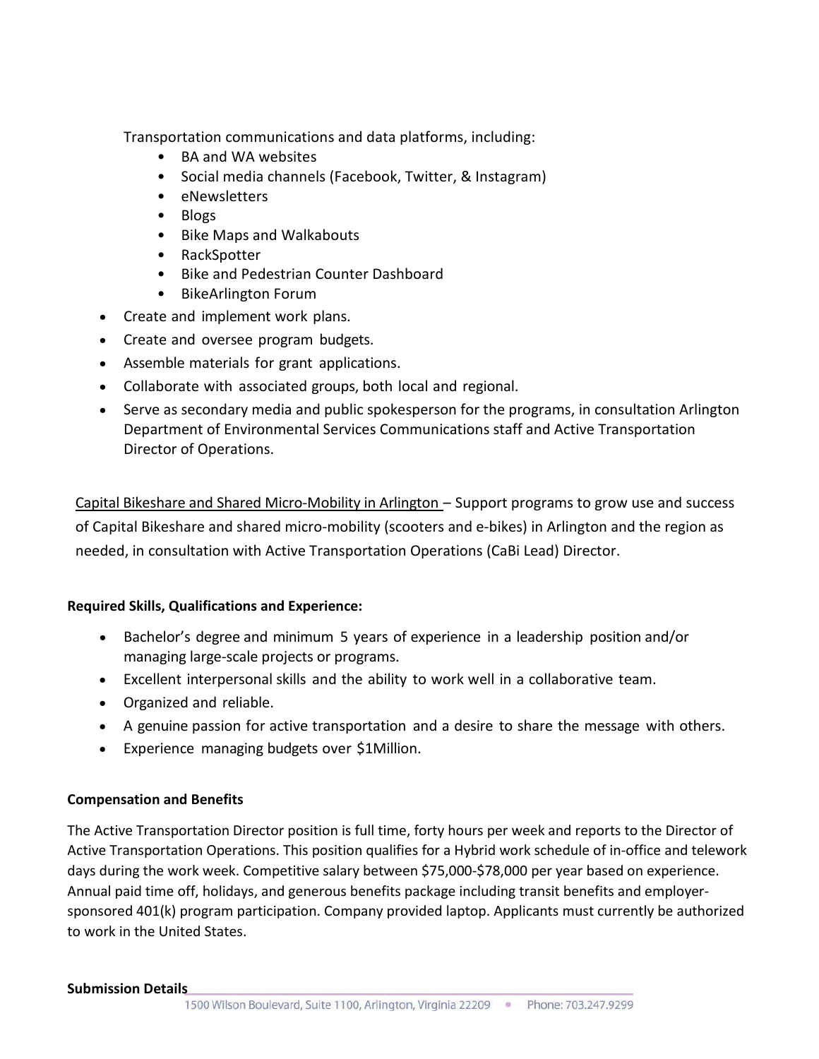Transportation communications and data platforms, including:
    - BA and WA websites
    - Social media channels (Facebook, Twitter, & Instagram)
    - eNewsletters
    - Blogs
    - Bike Maps and Walkabouts
    - RackSpotter
    - Bike and Pedestrian Counter Dashboard
    - BikeArlington Forum
- Create and implement work plans.
- Create and oversee program budgets.
- Assemble materials for grant applications.
- Collaborate with associated groups, both local and regional.
- Serve as secondary media and public spokesperson for the programs, in consultation Arlington Department of Environmental Services Communications staff and Active Transportation Director of Operations.

<u>Capital Bikeshare and Shared Micro-Mobility in Arlington</u> – Support programs to grow use and success of Capital Bikeshare and shared micro-mobility (scooters and e-bikes) in Arlington and the region as needed, in consultation with Active Transportation Operations (CaBi Lead) Director.

**Required Skills, Qualifications and Experience:**

- Bachelor's degree and minimum 5 years of experience in a leadership position and/or managing large-scale projects or programs.
- Excellent interpersonal skills and the ability to work well in a collaborative team.
- Organized and reliable.
- A genuine passion for active transportation and a desire to share the message with others.
- Experience managing budgets over $1Million.

**Compensation and Benefits**

The Active Transportation Director position is full time, forty hours per week and reports to the Director of Active Transportation Operations. This position qualifies for a Hybrid work schedule of in-office and telework days during the work week. Competitive salary between $75,000-$78,000 per year based on experience. Annual paid time off, holidays, and generous benefits package including transit benefits and employer-sponsored 401(k) program participation. Company provided laptop. Applicants must currently be authorized to work in the United States.

**Submission Details**

1500 Wilson Boulevard, Suite 1100, Arlington, Virginia 22209 • Phone: 703.247.9299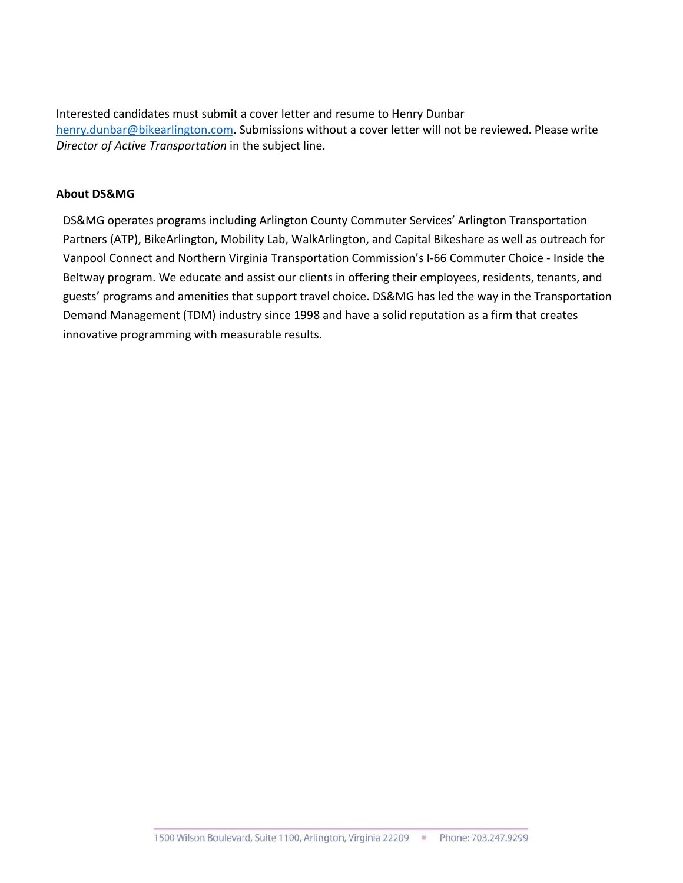Interested candidates must submit a cover letter and resume to Henry Dunbar [henry.dunbar@bikearlington.com](mailto:henry.dunbar@bikearlington.com). Submissions without a cover letter will not be reviewed. Please write *Director of Active Transportation* in the subject line.

**About DS&MG**

DS&MG operates programs including Arlington County Commuter Services' Arlington Transportation Partners (ATP), BikeArlington, Mobility Lab, WalkArlington, and Capital Bikeshare as well as outreach for Vanpool Connect and Northern Virginia Transportation Commission's I-66 Commuter Choice - Inside the Beltway program. We educate and assist our clients in offering their employees, residents, tenants, and guests' programs and amenities that support travel choice. DS&MG has led the way in the Transportation Demand Management (TDM) industry since 1998 and have a solid reputation as a firm that creates innovative programming with measurable results.